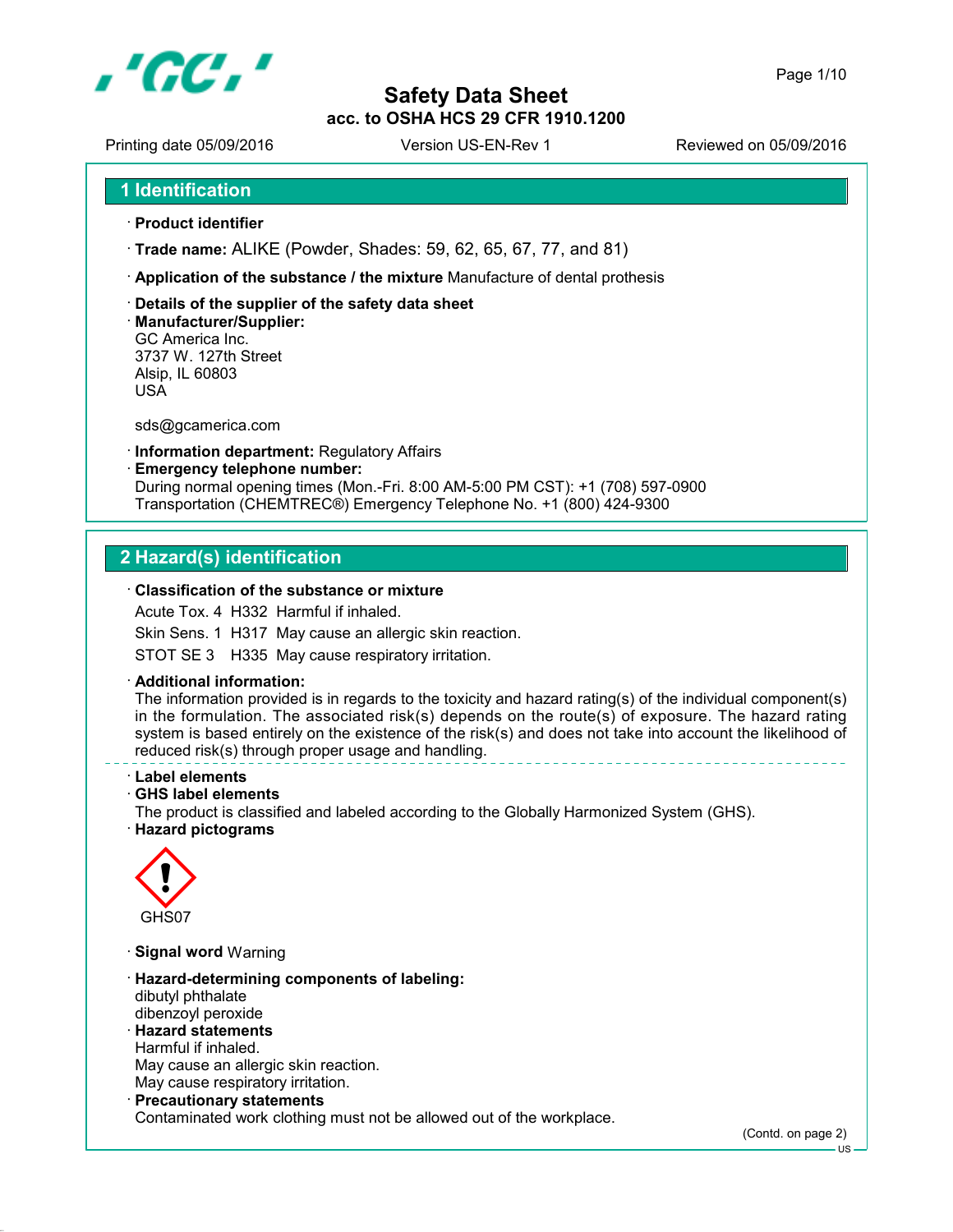# Safety Data Sheet

**acc. to OSHA HCS 29 CFR 1910.1200**

Printing date 05/09/2016 | Version US-EN-Rev 1 | Reviewed on 05/09/2016

## 1 Identification

· **Product identifier**

· **Trade name:** ALIKE (Powder, Shades: 59, 62, 65, 67, 77, and 81)

· **Application of the substance / the mixture** Manufacture of dental prothesis

· **Details of the supplier of the safety data sheet**

· **Manufacturer/Supplier:**
GC America Inc.
3737 W. 127th Street
Alsip, IL 60803
USA

sds@gcamerica.com

· **Information department:** Regulatory Affairs

· **Emergency telephone number:**
During normal opening times (Mon.-Fri. 8:00 AM-5:00 PM CST): +1 (708) 597-0900
Transportation (CHEMTREC®) Emergency Telephone No. +1 (800) 424-9300

## 2 Hazard(s) identification

· **Classification of the substance or mixture**

Acute Tox. 4 H332 Harmful if inhaled.

Skin Sens. 1 H317 May cause an allergic skin reaction.

STOT SE 3 H335 May cause respiratory irritation.

· **Additional information:**
The information provided is in regards to the toxicity and hazard rating(s) of the individual component(s) in the formulation. The associated risk(s) depends on the route(s) of exposure. The hazard rating system is based entirely on the existence of the risk(s) and does not take into account the likelihood of reduced risk(s) through proper usage and handling.

· **Label elements**

· **GHS label elements**
The product is classified and labeled according to the Globally Harmonized System (GHS).

· **Hazard pictograms**

GHS07

· **Signal word** Warning

· **Hazard-determining components of labeling:**
dibutyl phthalate
dibenzoyl peroxide

· **Hazard statements**
Harmful if inhaled.
May cause an allergic skin reaction.
May cause respiratory irritation.

· **Precautionary statements**
Contaminated work clothing must not be allowed out of the workplace.

(Contd. on page 2)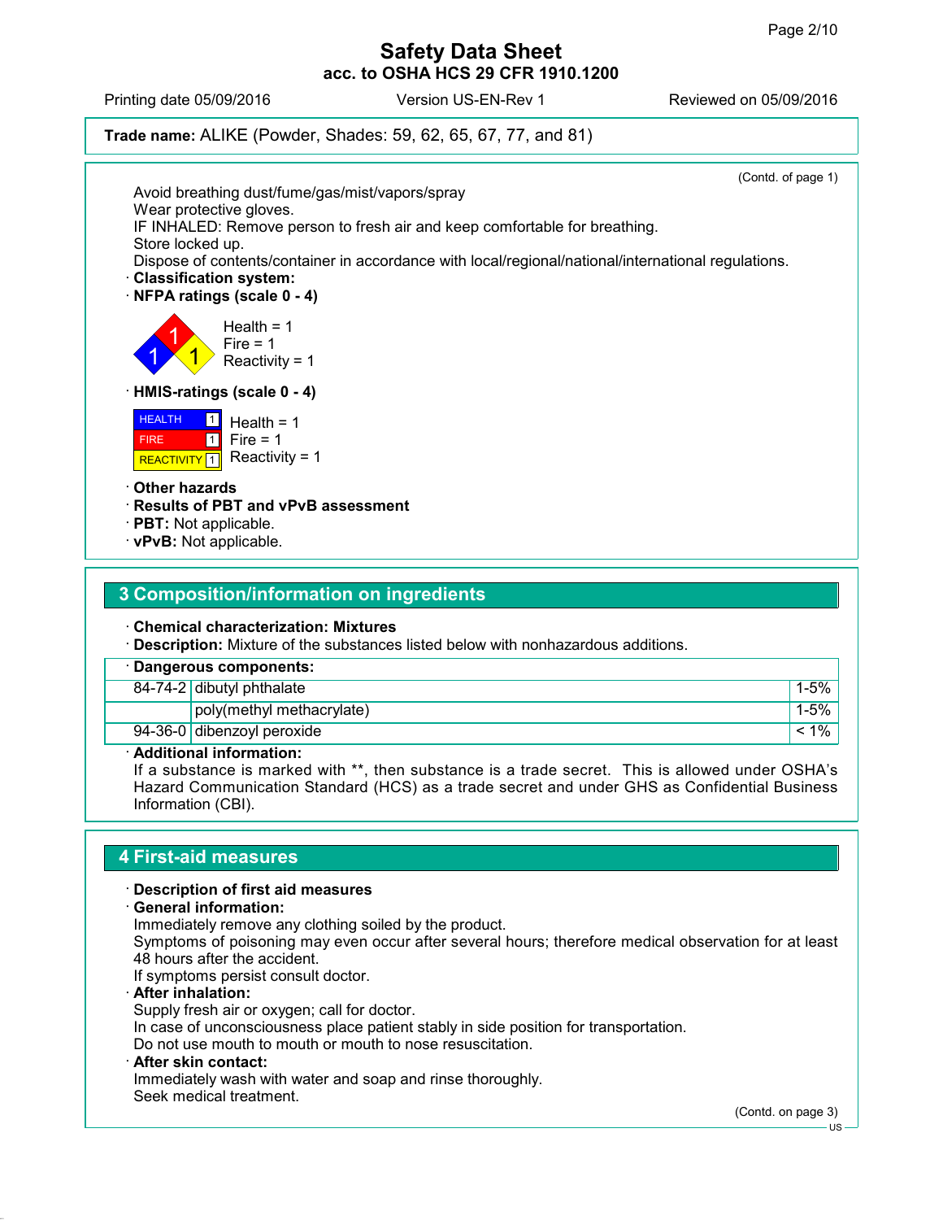**Trade name:** ALIKE (Powder, Shades: 59, 62, 65, 67, 77, and 81)

(Contd. of page 1)

Avoid breathing dust/fume/gas/mist/vapors/spray
Wear protective gloves.
IF INHALED: Remove person to fresh air and keep comfortable for breathing.
Store locked up.
Dispose of contents/container in accordance with local/regional/national/international regulations.

· **Classification system:**

· **NFPA ratings (scale 0 - 4)**

Health = 1
Fire = 1
Reactivity = 1

· **HMIS-ratings (scale 0 - 4)**

| | |
|---|---|
| HEALTH | 1 |
| FIRE | 1 |
| REACTIVITY | 1 |

Health = 1
Fire = 1
Reactivity = 1

· **Other hazards**
· **Results of PBT and vPvB assessment**
· **PBT:** Not applicable.
· **vPvB:** Not applicable.

## 3 Composition/information on ingredients

· **Chemical characterization: Mixtures**
· **Description:** Mixture of the substances listed below with nonhazardous additions.

· **Dangerous components:**

| CAS | Component | % |
|---|---|---|
| 84-74-2 | dibutyl phthalate | 1-5% |
| | poly(methyl methacrylate) | 1-5% |
| 94-36-0 | dibenzoyl peroxide | < 1% |

· **Additional information:**
If a substance is marked with **, then substance is a trade secret. This is allowed under OSHA's Hazard Communication Standard (HCS) as a trade secret and under GHS as Confidential Business Information (CBI).

## 4 First-aid measures

· **Description of first aid measures**
· **General information:**
Immediately remove any clothing soiled by the product.
Symptoms of poisoning may even occur after several hours; therefore medical observation for at least 48 hours after the accident.
If symptoms persist consult doctor.
· **After inhalation:**
Supply fresh air or oxygen; call for doctor.
In case of unconsciousness place patient stably in side position for transportation.
Do not use mouth to mouth or mouth to nose resuscitation.
· **After skin contact:**
Immediately wash with water and soap and rinse thoroughly.
Seek medical treatment.

(Contd. on page 3)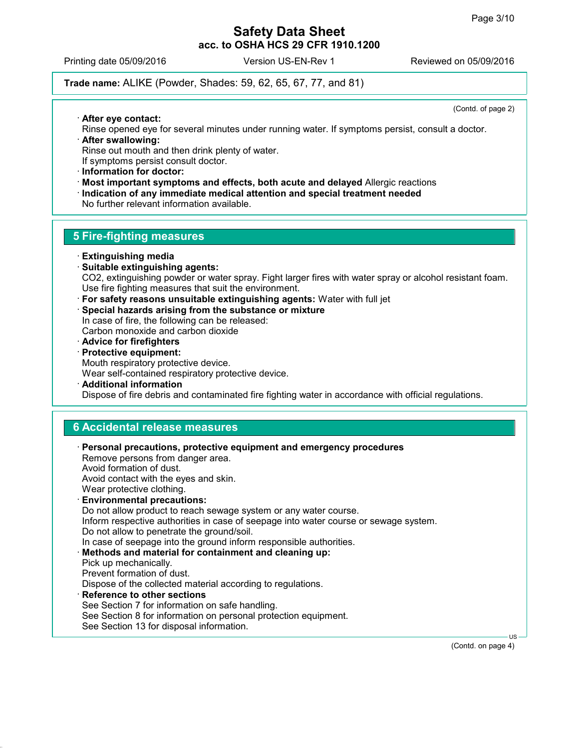# Safety Data Sheet
## acc. to OSHA HCS 29 CFR 1910.1200

Printing date 05/09/2016 Version US-EN-Rev 1 Reviewed on 05/09/2016

**Trade name:** ALIKE (Powder, Shades: 59, 62, 65, 67, 77, and 81)

(Contd. of page 2)

- **After eye contact:**
  Rinse opened eye for several minutes under running water. If symptoms persist, consult a doctor.
- **After swallowing:**
  Rinse out mouth and then drink plenty of water.
  If symptoms persist consult doctor.
- **Information for doctor:**
- **Most important symptoms and effects, both acute and delayed** Allergic reactions
- **Indication of any immediate medical attention and special treatment needed**
  No further relevant information available.

## 5 Fire-fighting measures

- **Extinguishing media**
- **Suitable extinguishing agents:**
  $CO_2$, extinguishing powder or water spray. Fight larger fires with water spray or alcohol resistant foam.
  Use fire fighting measures that suit the environment.
- **For safety reasons unsuitable extinguishing agents:** Water with full jet
- **Special hazards arising from the substance or mixture**
  In case of fire, the following can be released:
  Carbon monoxide and carbon dioxide
- **Advice for firefighters**
- **Protective equipment:**
  Mouth respiratory protective device.
  Wear self-contained respiratory protective device.
- **Additional information**
  Dispose of fire debris and contaminated fire fighting water in accordance with official regulations.

## 6 Accidental release measures

- **Personal precautions, protective equipment and emergency procedures**
  Remove persons from danger area.
  Avoid formation of dust.
  Avoid contact with the eyes and skin.
  Wear protective clothing.
- **Environmental precautions:**
  Do not allow product to reach sewage system or any water course.
  Inform respective authorities in case of seepage into water course or sewage system.
  Do not allow to penetrate the ground/soil.
  In case of seepage into the ground inform responsible authorities.
- **Methods and material for containment and cleaning up:**
  Pick up mechanically.
  Prevent formation of dust.
  Dispose of the collected material according to regulations.
- **Reference to other sections**
  See Section 7 for information on safe handling.
  See Section 8 for information on personal protection equipment.
  See Section 13 for disposal information.

(Contd. on page 4)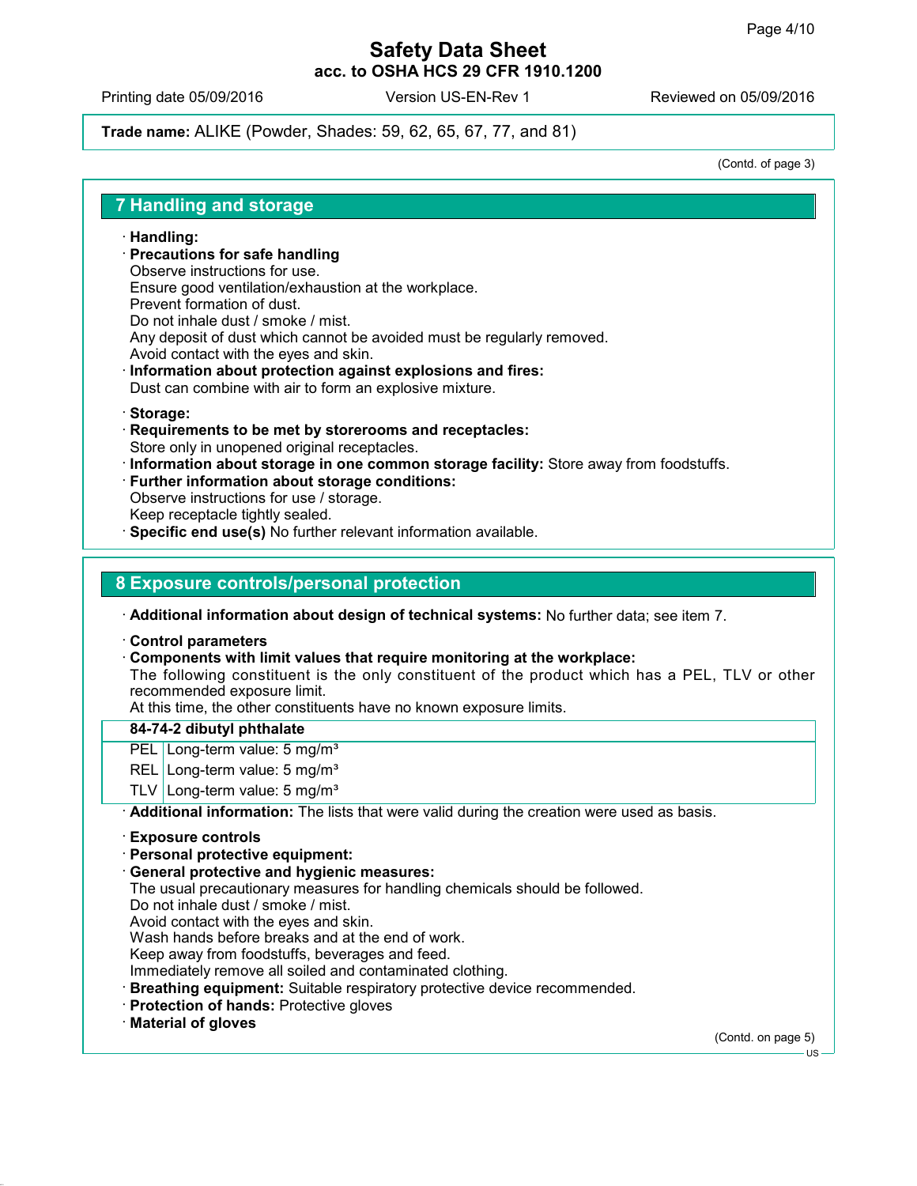Trade name: ALIKE (Powder, Shades: 59, 62, 65, 67, 77, and 81)

(Contd. of page 3)

## 7 Handling and storage

· **Handling:**
· **Precautions for safe handling**
Observe instructions for use.
Ensure good ventilation/exhaustion at the workplace.
Prevent formation of dust.
Do not inhale dust / smoke / mist.
Any deposit of dust which cannot be avoided must be regularly removed.
Avoid contact with the eyes and skin.
· **Information about protection against explosions and fires:**
Dust can combine with air to form an explosive mixture.

· **Storage:**
· **Requirements to be met by storerooms and receptacles:**
Store only in unopened original receptacles.
· **Information about storage in one common storage facility:** Store away from foodstuffs.
· **Further information about storage conditions:**
Observe instructions for use / storage.
Keep receptacle tightly sealed.
· **Specific end use(s)** No further relevant information available.

## 8 Exposure controls/personal protection

· **Additional information about design of technical systems:** No further data; see item 7.

· **Control parameters**
· **Components with limit values that require monitoring at the workplace:**
The following constituent is the only constituent of the product which has a PEL, TLV or other recommended exposure limit.
At this time, the other constituents have no known exposure limits.

| 84-74-2 dibutyl phthalate | |
|---|---|
| PEL | Long-term value: 5 mg/m³ |
| REL | Long-term value: 5 mg/m³ |
| TLV | Long-term value: 5 mg/m³ |

· **Additional information:** The lists that were valid during the creation were used as basis.

· **Exposure controls**
· **Personal protective equipment:**
· **General protective and hygienic measures:**
The usual precautionary measures for handling chemicals should be followed.
Do not inhale dust / smoke / mist.
Avoid contact with the eyes and skin.
Wash hands before breaks and at the end of work.
Keep away from foodstuffs, beverages and feed.
Immediately remove all soiled and contaminated clothing.
· **Breathing equipment:** Suitable respiratory protective device recommended.
· **Protection of hands:** Protective gloves
· **Material of gloves**

(Contd. on page 5)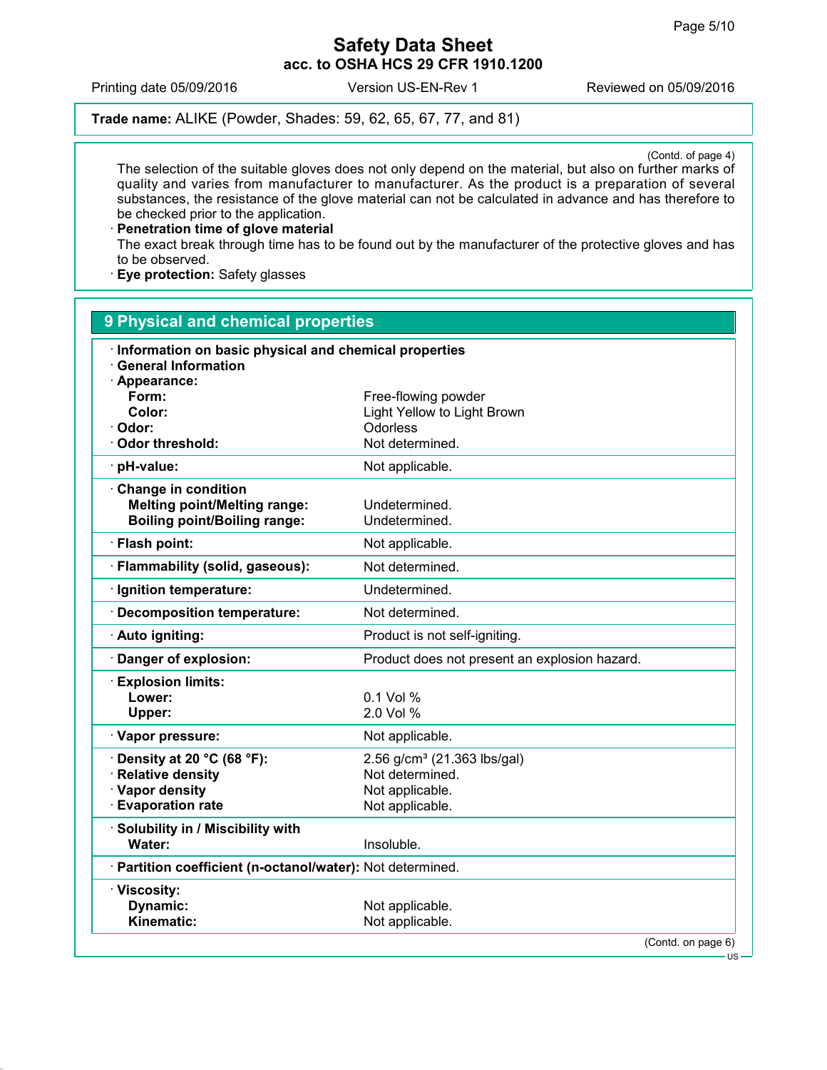**Trade name:** ALIKE (Powder, Shades: 59, 62, 65, 67, 77, and 81)

(Contd. of page 4)

The selection of the suitable gloves does not only depend on the material, but also on further marks of quality and varies from manufacturer to manufacturer. As the product is a preparation of several substances, the resistance of the glove material can not be calculated in advance and has therefore to be checked prior to the application.

· **Penetration time of glove material**
The exact break through time has to be found out by the manufacturer of the protective gloves and has to be observed.

· **Eye protection:** Safety glasses

## 9 Physical and chemical properties

· **Information on basic physical and chemical properties**
· **General Information**
· **Appearance:**

| | |
|---|---|
| **Form:** | Free-flowing powder |
| **Color:** | Light Yellow to Light Brown |
| · **Odor:** | Odorless |
| · **Odor threshold:** | Not determined. |
| · **pH-value:** | Not applicable. |
| · **Change in condition** | |
| **Melting point/Melting range:** | Undetermined. |
| **Boiling point/Boiling range:** | Undetermined. |
| · **Flash point:** | Not applicable. |
| · **Flammability (solid, gaseous):** | Not determined. |
| · **Ignition temperature:** | Undetermined. |
| · **Decomposition temperature:** | Not determined. |
| · **Auto igniting:** | Product is not self-igniting. |
| · **Danger of explosion:** | Product does not present an explosion hazard. |
| · **Explosion limits:** | |
| **Lower:** | 0.1 Vol % |
| **Upper:** | 2.0 Vol % |
| · **Vapor pressure:** | Not applicable. |
| · **Density at 20 °C (68 °F):** | 2.56 g/cm³ (21.363 lbs/gal) |
| · **Relative density** | Not determined. |
| · **Vapor density** | Not applicable. |
| · **Evaporation rate** | Not applicable. |
| · **Solubility in / Miscibility with** | |
| **Water:** | Insoluble. |
| · **Partition coefficient (n-octanol/water):** | Not determined. |
| · **Viscosity:** | |
| **Dynamic:** | Not applicable. |
| **Kinematic:** | Not applicable. |

(Contd. on page 6)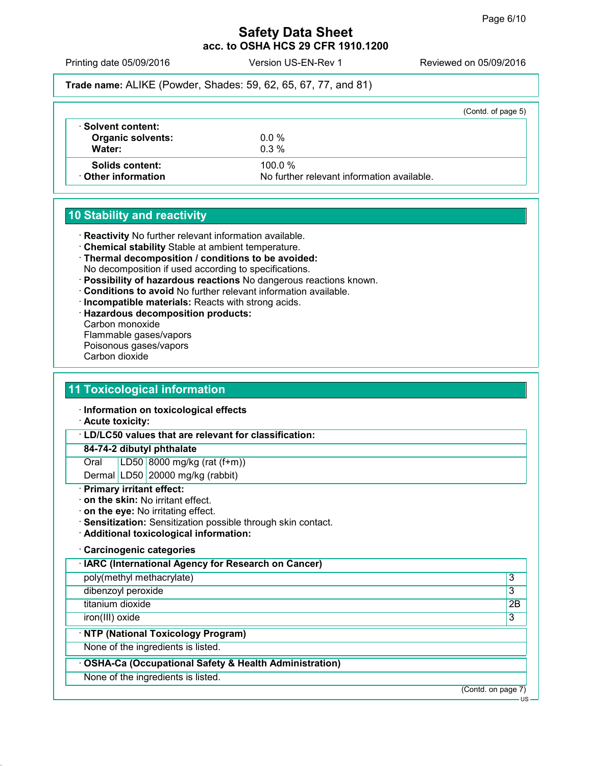**Trade name:** ALIKE (Powder, Shades: 59, 62, 65, 67, 77, and 81)

(Contd. of page 5)

| · **Solvent content:** | |
|---|---|
| **Organic solvents:** | 0.0 % |
| **Water:** | 0.3 % |
| **Solids content:** | 100.0 % |
| · **Other information** | No further relevant information available. |

## 10 Stability and reactivity

- · **Reactivity** No further relevant information available.
- · **Chemical stability** Stable at ambient temperature.
- · **Thermal decomposition / conditions to be avoided:**
  No decomposition if used according to specifications.
- · **Possibility of hazardous reactions** No dangerous reactions known.
- · **Conditions to avoid** No further relevant information available.
- · **Incompatible materials:** Reacts with strong acids.
- · **Hazardous decomposition products:**
  Carbon monoxide
  Flammable gases/vapors
  Poisonous gases/vapors
  Carbon dioxide

## 11 Toxicological information

- · **Information on toxicological effects**
- · **Acute toxicity:**

| · **LD/LC50 values that are relevant for classification:** | | |
|---|---|---|
| **84-74-2 dibutyl phthalate** | | |
| Oral | LD50 | 8000 mg/kg (rat (f+m)) |
| Dermal | LD50 | 20000 mg/kg (rabbit) |

- · **Primary irritant effect:**
- · **on the skin:** No irritant effect.
- · **on the eye:** No irritating effect.
- · **Sensitization:** Sensitization possible through skin contact.
- · **Additional toxicological information:**

· **Carcinogenic categories**

| · **IARC (International Agency for Research on Cancer)** | |
|---|---|
| poly(methyl methacrylate) | 3 |
| dibenzoyl peroxide | 3 |
| titanium dioxide | 2B |
| iron(III) oxide | 3 |

| · **NTP (National Toxicology Program)** |
|---|
| None of the ingredients is listed. |

| · **OSHA-Ca (Occupational Safety & Health Administration)** |
|---|
| None of the ingredients is listed. |

(Contd. on page 7)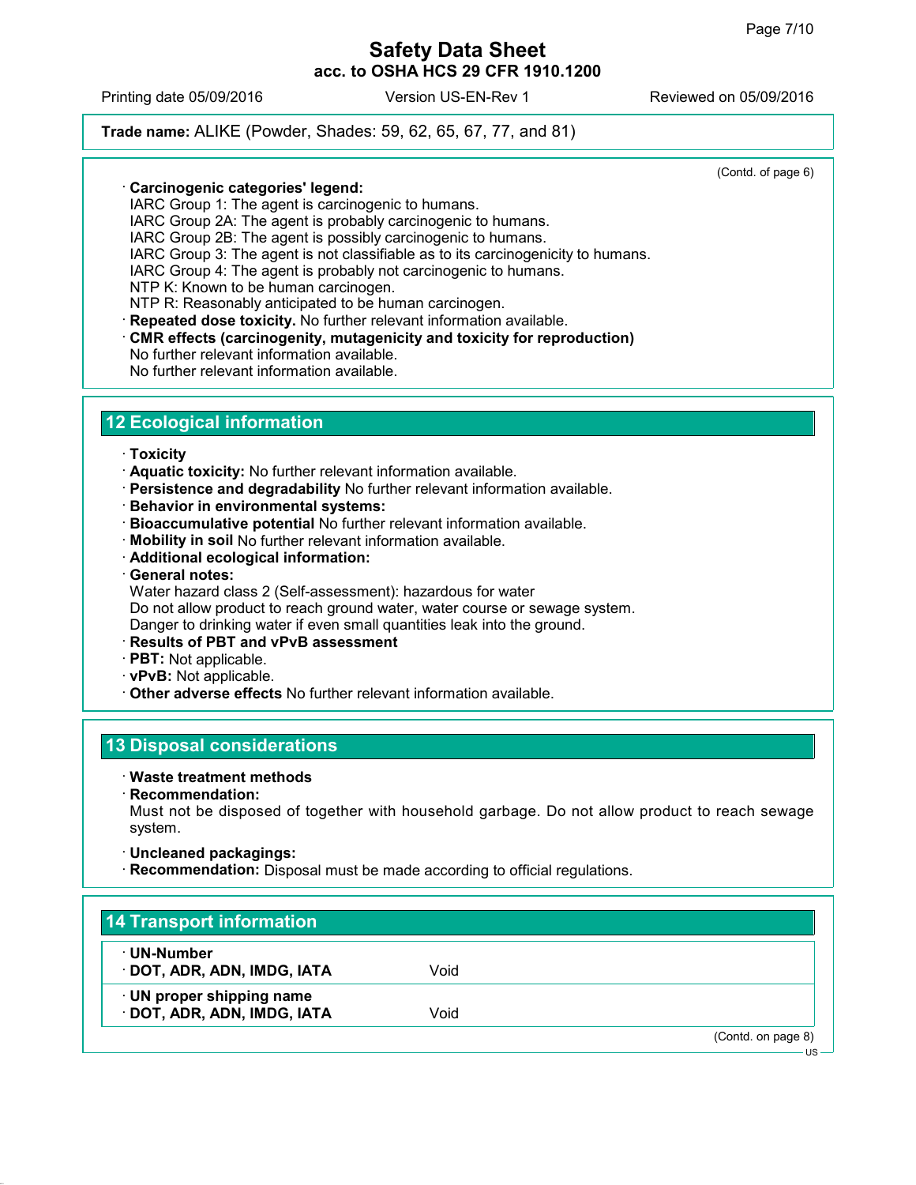(Contd. of page 6)

· **Carcinogenic categories' legend:**
IARC Group 1: The agent is carcinogenic to humans.
IARC Group 2A: The agent is probably carcinogenic to humans.
IARC Group 2B: The agent is possibly carcinogenic to humans.
IARC Group 3: The agent is not classifiable as to its carcinogenicity to humans.
IARC Group 4: The agent is probably not carcinogenic to humans.
NTP K: Known to be human carcinogen.
NTP R: Reasonably anticipated to be human carcinogen.
· **Repeated dose toxicity.** No further relevant information available.
· **CMR effects (carcinogenity, mutagenicity and toxicity for reproduction)**
No further relevant information available.
No further relevant information available.

## 12 Ecological information

· **Toxicity**
· **Aquatic toxicity:** No further relevant information available.
· **Persistence and degradability** No further relevant information available.
· **Behavior in environmental systems:**
· **Bioaccumulative potential** No further relevant information available.
· **Mobility in soil** No further relevant information available.
· **Additional ecological information:**
· **General notes:**
Water hazard class 2 (Self-assessment): hazardous for water
Do not allow product to reach ground water, water course or sewage system.
Danger to drinking water if even small quantities leak into the ground.
· **Results of PBT and vPvB assessment**
· **PBT:** Not applicable.
· **vPvB:** Not applicable.
· **Other adverse effects** No further relevant information available.

## 13 Disposal considerations

· **Waste treatment methods**
· **Recommendation:**
Must not be disposed of together with household garbage. Do not allow product to reach sewage system.

· **Uncleaned packagings:**
· **Recommendation:** Disposal must be made according to official regulations.

## 14 Transport information

| · **UN-Number** | |
|---|---|
| · **DOT, ADR, ADN, IMDG, IATA** | Void |
| · **UN proper shipping name** | |
| · **DOT, ADR, ADN, IMDG, IATA** | Void |

(Contd. on page 8)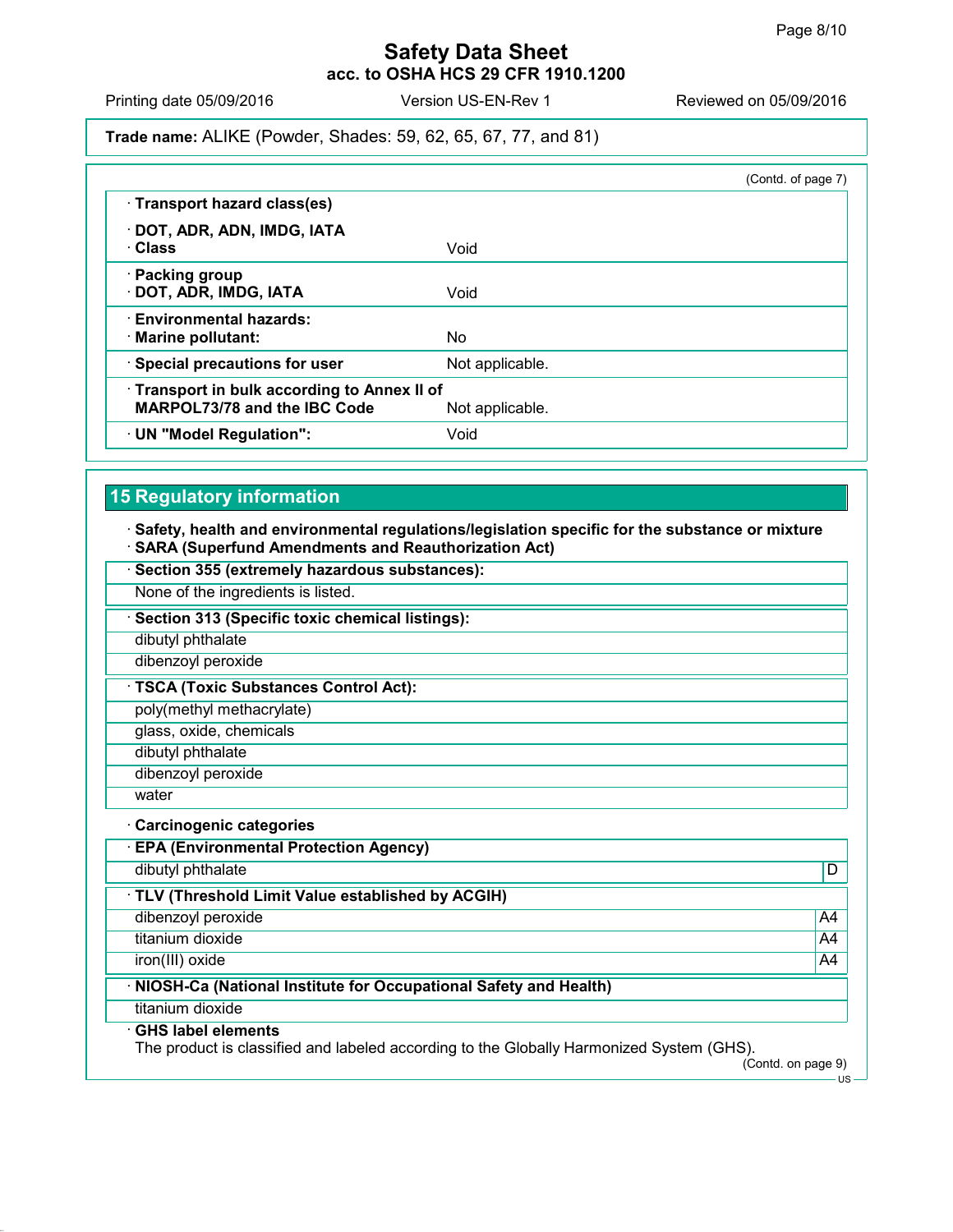(Contd. of page 7)

| | |
|---|---|
| · **Transport hazard class(es)** | |
| · **DOT, ADR, ADN, IMDG, IATA**<br>· **Class** | Void |
| · **Packing group**<br>· **DOT, ADR, IMDG, IATA** | Void |
| · **Environmental hazards:**<br>· **Marine pollutant:** | No |
| · **Special precautions for user** | Not applicable. |
| · **Transport in bulk according to Annex II of MARPOL73/78 and the IBC Code** | Not applicable. |
| · **UN "Model Regulation":** | Void |

## 15 Regulatory information

· **Safety, health and environmental regulations/legislation specific for the substance or mixture**
· **SARA (Superfund Amendments and Reauthorization Act)**

| · **Section 355 (extremely hazardous substances):** |
|---|
| None of the ingredients is listed. |

| · **Section 313 (Specific toxic chemical listings):** |
|---|
| dibutyl phthalate |
| dibenzoyl peroxide |

| · **TSCA (Toxic Substances Control Act):** |
|---|
| poly(methyl methacrylate) |
| glass, oxide, chemicals |
| dibutyl phthalate |
| dibenzoyl peroxide |
| water |

· **Carcinogenic categories**

| · **EPA (Environmental Protection Agency)** | |
|---|---|
| dibutyl phthalate | D |

| · **TLV (Threshold Limit Value established by ACGIH)** | |
|---|---|
| dibenzoyl peroxide | A4 |
| titanium dioxide | A4 |
| iron(III) oxide | A4 |

| · **NIOSH-Ca (National Institute for Occupational Safety and Health)** |
|---|
| titanium dioxide |

· **GHS label elements**
The product is classified and labeled according to the Globally Harmonized System (GHS).

(Contd. on page 9)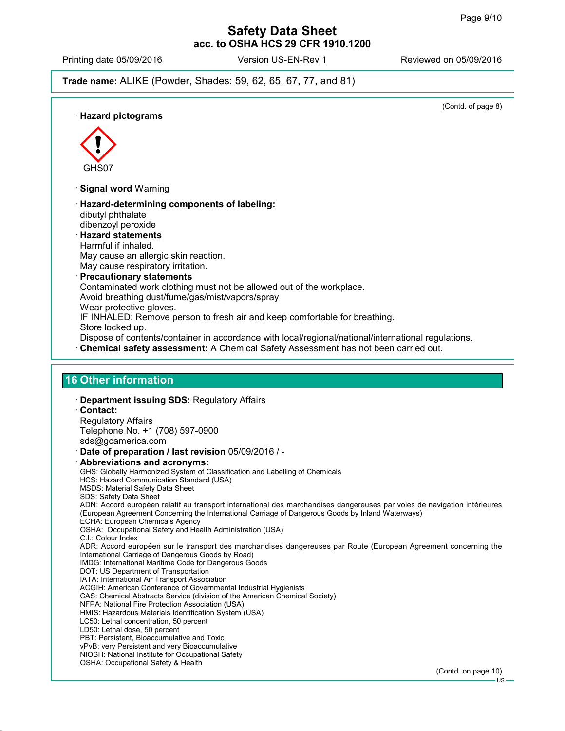(Contd. of page 8)

· **Hazard pictograms**

GHS07

· **Signal word** Warning

· **Hazard-determining components of labeling:**
dibutyl phthalate
dibenzoyl peroxide

· **Hazard statements**
Harmful if inhaled.
May cause an allergic skin reaction.
May cause respiratory irritation.

· **Precautionary statements**
Contaminated work clothing must not be allowed out of the workplace.
Avoid breathing dust/fume/gas/mist/vapors/spray
Wear protective gloves.
IF INHALED: Remove person to fresh air and keep comfortable for breathing.
Store locked up.
Dispose of contents/container in accordance with local/regional/national/international regulations.

· **Chemical safety assessment:** A Chemical Safety Assessment has not been carried out.

## 16 Other information

· **Department issuing SDS:** Regulatory Affairs

· **Contact:**
Regulatory Affairs
Telephone No. +1 (708) 597-0900
sds@gcamerica.com

· **Date of preparation / last revision** 05/09/2016 / -

· **Abbreviations and acronyms:**
GHS: Globally Harmonized System of Classification and Labelling of Chemicals
HCS: Hazard Communication Standard (USA)
MSDS: Material Safety Data Sheet
SDS: Safety Data Sheet
ADN: Accord européen relatif au transport international des marchandises dangereuses par voies de navigation intérieures (European Agreement Concerning the International Carriage of Dangerous Goods by Inland Waterways)
ECHA: European Chemicals Agency
OSHA: Occupational Safety and Health Administration (USA)
C.I.: Colour Index
ADR: Accord européen sur le transport des marchandises dangereuses par Route (European Agreement concerning the International Carriage of Dangerous Goods by Road)
IMDG: International Maritime Code for Dangerous Goods
DOT: US Department of Transportation
IATA: International Air Transport Association
ACGIH: American Conference of Governmental Industrial Hygienists
CAS: Chemical Abstracts Service (division of the American Chemical Society)
NFPA: National Fire Protection Association (USA)
HMIS: Hazardous Materials Identification System (USA)
LC50: Lethal concentration, 50 percent
LD50: Lethal dose, 50 percent
PBT: Persistent, Bioaccumulative and Toxic
vPvB: very Persistent and very Bioaccumulative
NIOSH: National Institute for Occupational Safety
OSHA: Occupational Safety & Health

(Contd. on page 10)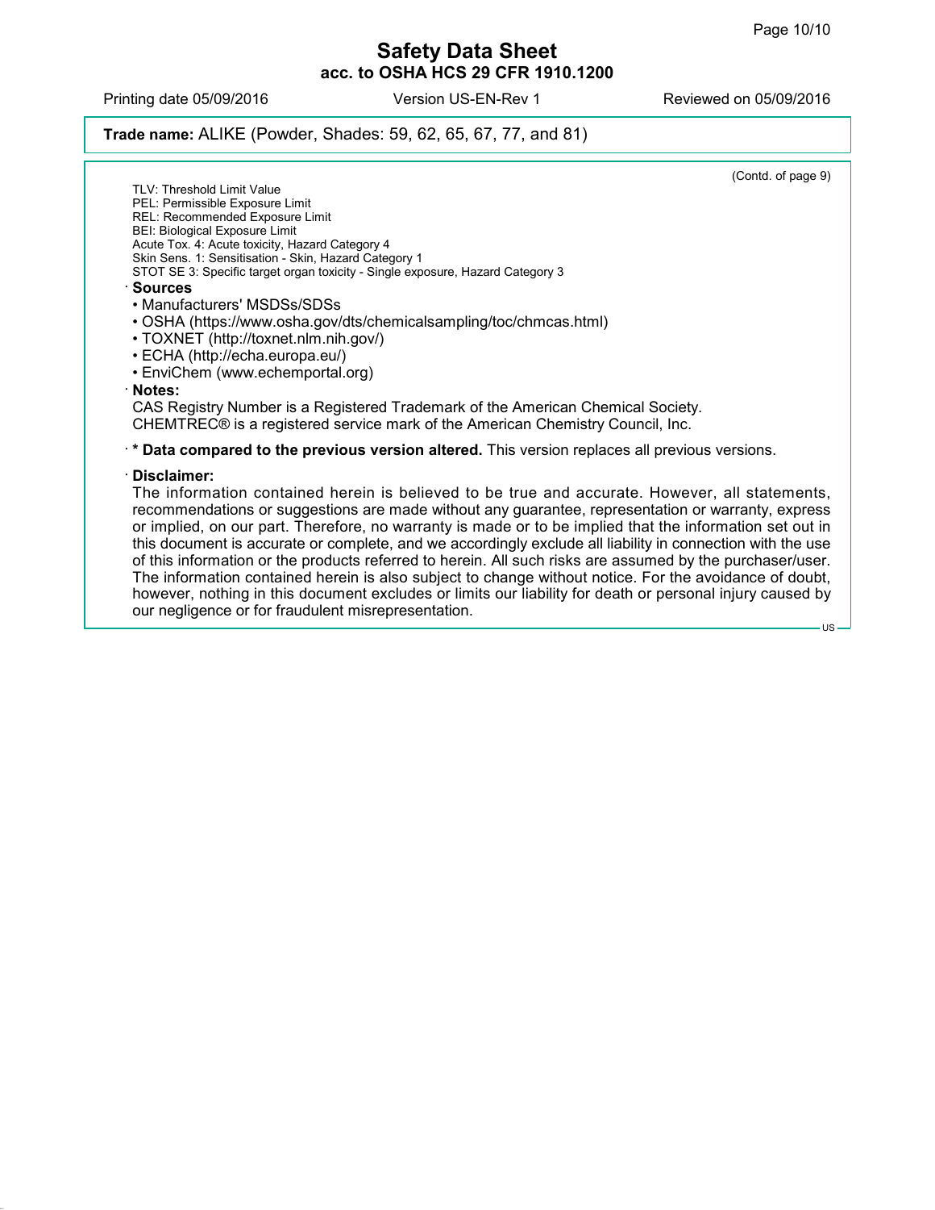(Contd. of page 9)

TLV: Threshold Limit Value
PEL: Permissible Exposure Limit
REL: Recommended Exposure Limit
BEI: Biological Exposure Limit
Acute Tox. 4: Acute toxicity, Hazard Category 4
Skin Sens. 1: Sensitisation - Skin, Hazard Category 1
STOT SE 3: Specific target organ toxicity - Single exposure, Hazard Category 3

· **Sources**

- Manufacturers' MSDSs/SDSs
- OSHA (https://www.osha.gov/dts/chemicalsampling/toc/chmcas.html)
- TOXNET (http://toxnet.nlm.nih.gov/)
- ECHA (http://echa.europa.eu/)
- EnviChem (www.echemportal.org)

· **Notes:**

CAS Registry Number is a Registered Trademark of the American Chemical Society.
CHEMTREC® is a registered service mark of the American Chemistry Council, Inc.

· **\* Data compared to the previous version altered.** This version replaces all previous versions.

· **Disclaimer:**

The information contained herein is believed to be true and accurate. However, all statements, recommendations or suggestions are made without any guarantee, representation or warranty, express or implied, on our part. Therefore, no warranty is made or to be implied that the information set out in this document is accurate or complete, and we accordingly exclude all liability in connection with the use of this information or the products referred to herein. All such risks are assumed by the purchaser/user. The information contained herein is also subject to change without notice. For the avoidance of doubt, however, nothing in this document excludes or limits our liability for death or personal injury caused by our negligence or for fraudulent misrepresentation.